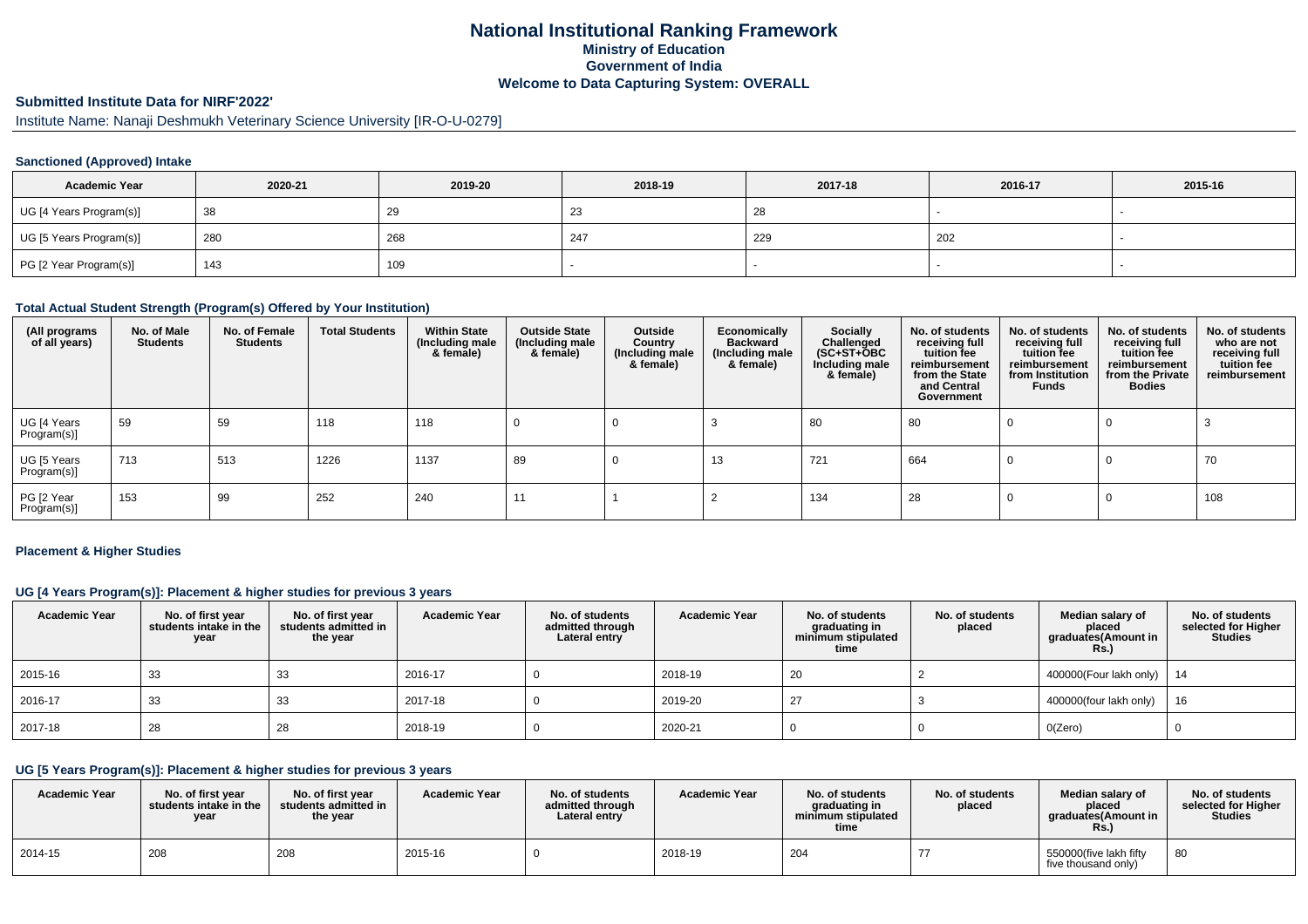# National Institutional Ranking Framework

**Ministry of Education**

**Government of India**

**Welcome to Data Capturing System: OVERALL**

## Submitted Institute Data for NIRF'2022'

Institute Name: Nanaji Deshmukh Veterinary Science University [IR-O-U-0279]

### Sanctioned (Approved) Intake

| Academic Year | 2020-21 | 2019-20 | 2018-19 | 2017-18 | 2016-17 | 2015-16 |
|---|---|---|---|---|---|---|
| UG [4 Years Program(s)] | 38 | 29 | 23 | 28 | - | - |
| UG [5 Years Program(s)] | 280 | 268 | 247 | 229 | 202 | - |
| PG [2 Year Program(s)] | 143 | 109 | - | - | - | - |

### Total Actual Student Strength (Program(s) Offered by Your Institution)

| (All programs of all years) | No. of Male Students | No. of Female Students | Total Students | Within State (Including male & female) | Outside State (Including male & female) | Outside Country (Including male & female) | Economically Backward (Including male & female) | Socially Challenged (SC+ST+OBC Including male & female) | No. of students receiving full tuition fee reimbursement from the State and Central Government | No. of students receiving full tuition fee reimbursement from Institution Funds | No. of students receiving full tuition fee reimbursement from the Private Bodies | No. of students who are not receiving full tuition fee reimbursement |
|---|---|---|---|---|---|---|---|---|---|---|---|---|
| UG [4 Years Program(s)] | 59 | 59 | 118 | 118 | 0 | 0 | 3 | 80 | 80 | 0 | 0 | 3 |
| UG [5 Years Program(s)] | 713 | 513 | 1226 | 1137 | 89 | 0 | 13 | 721 | 664 | 0 | 0 | 70 |
| PG [2 Year Program(s)] | 153 | 99 | 252 | 240 | 11 | 1 | 2 | 134 | 28 | 0 | 0 | 108 |

### Placement & Higher Studies

#### UG [4 Years Program(s)]: Placement & higher studies for previous 3 years

| Academic Year | No. of first year students intake in the year | No. of first year students admitted in the year | Academic Year | No. of students admitted through Lateral entry | Academic Year | No. of students graduating in minimum stipulated time | No. of students placed | Median salary of placed graduates(Amount in Rs.) | No. of students selected for Higher Studies |
|---|---|---|---|---|---|---|---|---|---|
| 2015-16 | 33 | 33 | 2016-17 | 0 | 2018-19 | 20 | 2 | 400000(Four lakh only) | 14 |
| 2016-17 | 33 | 33 | 2017-18 | 0 | 2019-20 | 27 | 3 | 400000(four lakh only) | 16 |
| 2017-18 | 28 | 28 | 2018-19 | 0 | 2020-21 | 0 | 0 | 0(Zero) | 0 |

#### UG [5 Years Program(s)]: Placement & higher studies for previous 3 years

| Academic Year | No. of first year students intake in the year | No. of first year students admitted in the year | Academic Year | No. of students admitted through Lateral entry | Academic Year | No. of students graduating in minimum stipulated time | No. of students placed | Median salary of placed graduates(Amount in Rs.) | No. of students selected for Higher Studies |
|---|---|---|---|---|---|---|---|---|---|
| 2014-15 | 208 | 208 | 2015-16 | 0 | 2018-19 | 204 | 77 | 550000(five lakh fifty five thousand only) | 80 |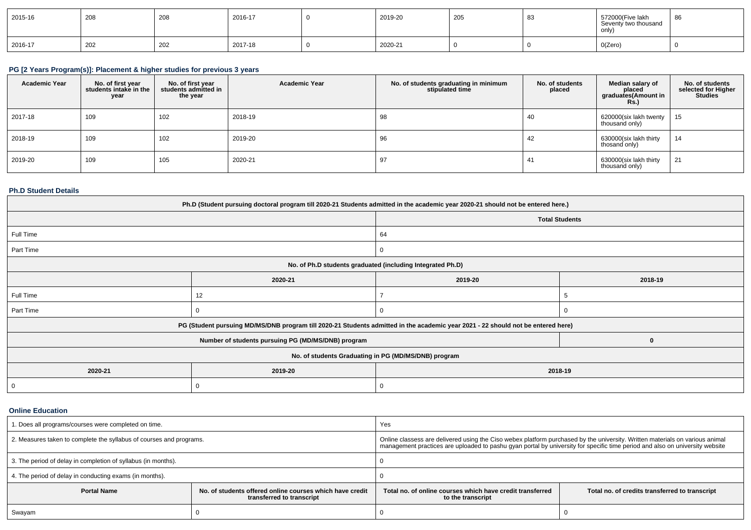| 2015-16 | 208 | 208 | 2016-17 | 0 | 2019-20 | 205 | 83 | 572000(Five lakh Seventy two thousand only) | 86 |
|---|---|---|---|---|---|---|---|---|---|
| 2016-17 | 202 | 202 | 2017-18 | 0 | 2020-21 | 0 | 0 | 0(Zero) | 0 |

### PG [2 Years Program(s)]: Placement & higher studies for previous 3 years

| Academic Year | No. of first year students intake in the year | No. of first year students admitted in the year | Academic Year | No. of students graduating in minimum stipulated time | No. of students placed | Median salary of placed graduates(Amount in Rs.) | No. of students selected for Higher Studies |
|---|---|---|---|---|---|---|---|
| 2017-18 | 109 | 102 | 2018-19 | 98 | 40 | 620000(six lakh twenty thousand only) | 15 |
| 2018-19 | 109 | 102 | 2019-20 | 96 | 42 | 630000(six lakh thirty thosand only) | 14 |
| 2019-20 | 109 | 105 | 2020-21 | 97 | 41 | 630000(six lakh thirty thousand only) | 21 |

### Ph.D Student Details

| Ph.D (Student pursuing doctoral program till 2020-21 Students admitted in the academic year 2020-21 should not be entered here.) | | | |
|---|---|---|---|
| | | Total Students | |
| Full Time | | 64 | |
| Part Time | | 0 | |
| No. of Ph.D students graduated (including Integrated Ph.D) | | | |
| | 2020-21 | 2019-20 | 2018-19 |
| Full Time | 12 | 7 | 5 |
| Part Time | 0 | 0 | 0 |
| PG (Student pursuing MD/MS/DNB program till 2020-21 Students admitted in the academic year 2021 - 22 should not be entered here) | | | |
| Number of students pursuing PG (MD/MS/DNB) program | | | 0 |
| No. of students Graduating in PG (MD/MS/DNB) program | | | |
| 2020-21 | 2019-20 | 2018-19 | |
| 0 | 0 | 0 | |

### Online Education

| 1. Does all programs/courses were completed on time. | | Yes | |
|---|---|---|---|
| 2. Measures taken to complete the syllabus of courses and programs. | | Online classess are delivered using the Ciso webex platform purchased by the university. Written materials on various animal management practices are uploaded to pashu gyan portal by university for specific time period and also on university website | |
| 3. The period of delay in completion of syllabus (in months). | | 0 | |
| 4. The period of delay in conducting exams (in months). | | 0 | |
| Portal Name | No. of students offered online courses which have credit transferred to transcript | Total no. of online courses which have credit transferred to the transcript | Total no. of credits transferred to transcript |
| Swayam | 0 | 0 | 0 |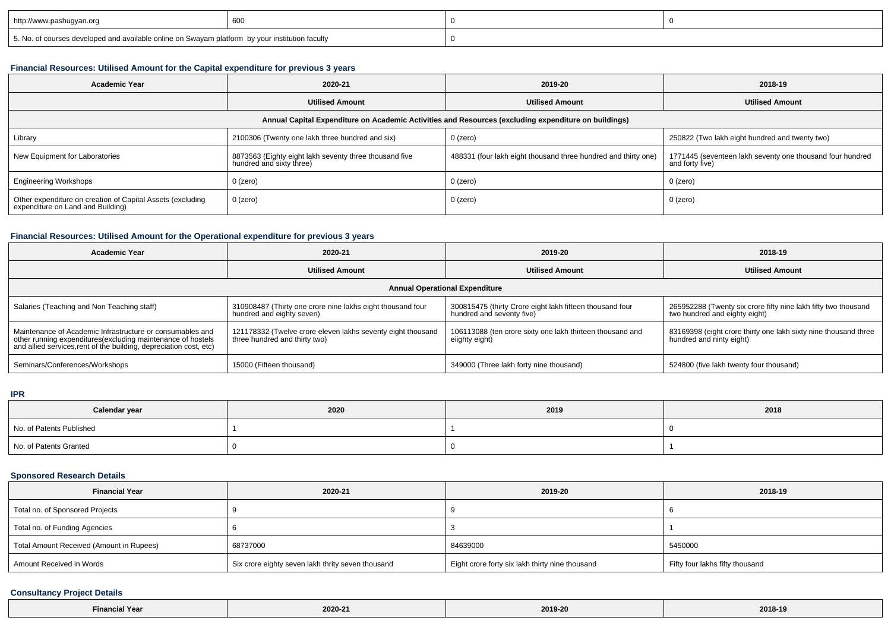| http://www.pashugyan.org | 600 | 0 | 0 |
|---|---|---|---|
| 5. No. of courses developed and available online on Swayam platform by your institution faculty | | 0 | |

### Financial Resources: Utilised Amount for the Capital expenditure for previous 3 years

| Academic Year | 2020-21 | 2019-20 | 2018-19 |
|---|---|---|---|
| | Utilised Amount | Utilised Amount | Utilised Amount |
| Annual Capital Expenditure on Academic Activities and Resources (excluding expenditure on buildings) | | | |
| Library | 2100306 (Twenty one lakh three hundred and six) | 0 (zero) | 250822 (Two lakh eight hundred and twenty two) |
| New Equipment for Laboratories | 8873563 (Eighty eight lakh seventy three thousand five hundred and sixty three) | 488331 (four lakh eight thousand three hundred and thirty one) | 1771445 (seventeen lakh seventy one thousand four hundred and forty five) |
| Engineering Workshops | 0 (zero) | 0 (zero) | 0 (zero) |
| Other expenditure on creation of Capital Assets (excluding expenditure on Land and Building) | 0 (zero) | 0 (zero) | 0 (zero) |

### Financial Resources: Utilised Amount for the Operational expenditure for previous 3 years

| Academic Year | 2020-21 | 2019-20 | 2018-19 |
|---|---|---|---|
| | Utilised Amount | Utilised Amount | Utilised Amount |
| Annual Operational Expenditure | | | |
| Salaries (Teaching and Non Teaching staff) | 310908487 (Thirty one crore nine lakhs eight thousand four hundred and eighty seven) | 300815475 (thirty Crore eight lakh fifteen thousand four hundred and seventy five) | 265952288 (Twenty six crore fifty nine lakh fifty two thousand two hundred and eighty eight) |
| Maintenance of Academic Infrastructure or consumables and other running expenditures(excluding maintenance of hostels and allied services,rent of the building, depreciation cost, etc) | 121178332 (Twelve crore eleven lakhs seventy eight thousand three hundred and thirty two) | 106113088 (ten crore sixty one lakh thirteen thousand and eiighty eight) | 83169398 (eight crore thirty one lakh sixty nine thousand three hundred and ninty eight) |
| Seminars/Conferences/Workshops | 15000 (Fifteen thousand) | 349000 (Three lakh forty nine thousand) | 524800 (five lakh twenty four thousand) |

### IPR

| Calendar year | 2020 | 2019 | 2018 |
|---|---|---|---|
| No. of Patents Published | 1 | 1 | 0 |
| No. of Patents Granted | 0 | 0 | 1 |

### Sponsored Research Details

| Financial Year | 2020-21 | 2019-20 | 2018-19 |
|---|---|---|---|
| Total no. of Sponsored Projects | 9 | 9 | 6 |
| Total no. of Funding Agencies | 6 | 3 | 1 |
| Total Amount Received (Amount in Rupees) | 68737000 | 84639000 | 5450000 |
| Amount Received in Words | Six crore eighty seven lakh thrity seven thousand | Eight crore forty six lakh thirty nine thousand | Fifty four lakhs fifty thousand |

### Consultancy Project Details

| Financial Year | 2020-21 | 2019-20 | 2018-19 |
|---|---|---|---|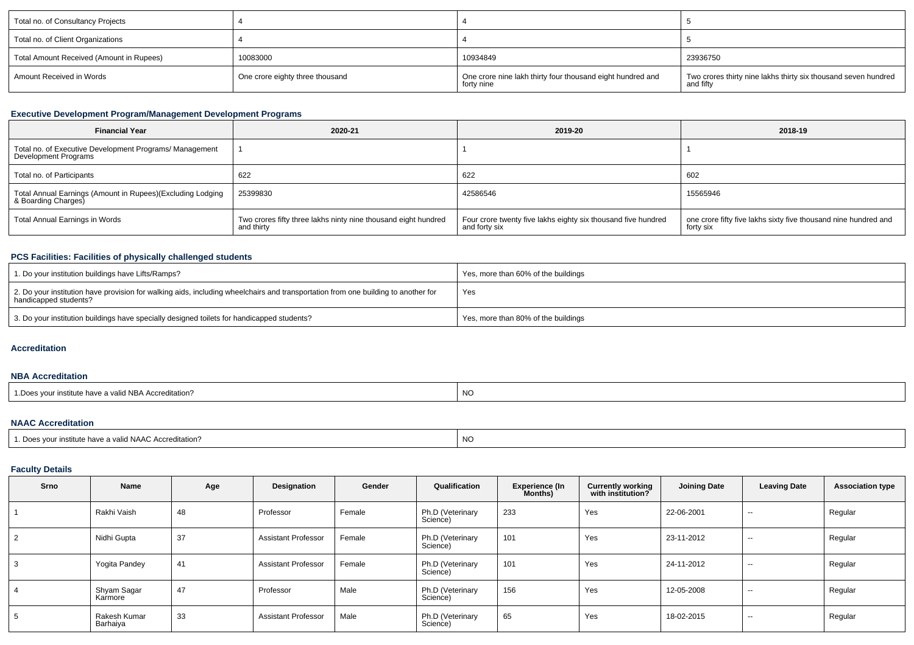| Total no. of Consultancy Projects | 4 | 4 | 5 |
|---|---|---|---|
| Total no. of Client Organizations | 4 | 4 | 5 |
| Total Amount Received (Amount in Rupees) | 10083000 | 10934849 | 23936750 |
| Amount Received in Words | One crore eighty three thousand | One crore nine lakh thirty four thousand eight hundred and forty nine | Two crores thirty nine lakhs thirty six thousand seven hundred and fifty |

### Executive Development Program/Management Development Programs

| Financial Year | 2020-21 | 2019-20 | 2018-19 |
|---|---|---|---|
| Total no. of Executive Development Programs/ Management Development Programs | 1 | 1 | 1 |
| Total no. of Participants | 622 | 622 | 602 |
| Total Annual Earnings (Amount in Rupees)(Excluding Lodging & Boarding Charges) | 25399830 | 42586546 | 15565946 |
| Total Annual Earnings in Words | Two crores fifty three lakhs ninty nine thousand eight hundred and thirty | Four crore twenty five lakhs eighty six thousand five hundred and forty six | one crore fifty five lakhs sixty five thousand nine hundred and forty six |

### PCS Facilities: Facilities of physically challenged students

| 1. Do your institution buildings have Lifts/Ramps? | Yes, more than 60% of the buildings |
|---|---|
| 2. Do your institution have provision for walking aids, including wheelchairs and transportation from one building to another for handicapped students? | Yes |
| 3. Do your institution buildings have specially designed toilets for handicapped students? | Yes, more than 80% of the buildings |

### Accreditation

### NBA Accreditation

| 1.Does your institute have a valid NBA Accreditation? | NO |
|---|---|

### NAAC Accreditation

| 1. Does your institute have a valid NAAC Accreditation? | NO |
|---|---|

### Faculty Details

| Srno | Name | Age | Designation | Gender | Qualification | Experience (In Months) | Currently working with institution? | Joining Date | Leaving Date | Association type |
|---|---|---|---|---|---|---|---|---|---|---|
| 1 | Rakhi Vaish | 48 | Professor | Female | Ph.D (Veterinary Science) | 233 | Yes | 22-06-2001 | -- | Regular |
| 2 | Nidhi Gupta | 37 | Assistant Professor | Female | Ph.D (Veterinary Science) | 101 | Yes | 23-11-2012 | -- | Regular |
| 3 | Yogita Pandey | 41 | Assistant Professor | Female | Ph.D (Veterinary Science) | 101 | Yes | 24-11-2012 | -- | Regular |
| 4 | Shyam Sagar Karmore | 47 | Professor | Male | Ph.D (Veterinary Science) | 156 | Yes | 12-05-2008 | -- | Regular |
| 5 | Rakesh Kumar Barhaiya | 33 | Assistant Professor | Male | Ph.D (Veterinary Science) | 65 | Yes | 18-02-2015 | -- | Regular |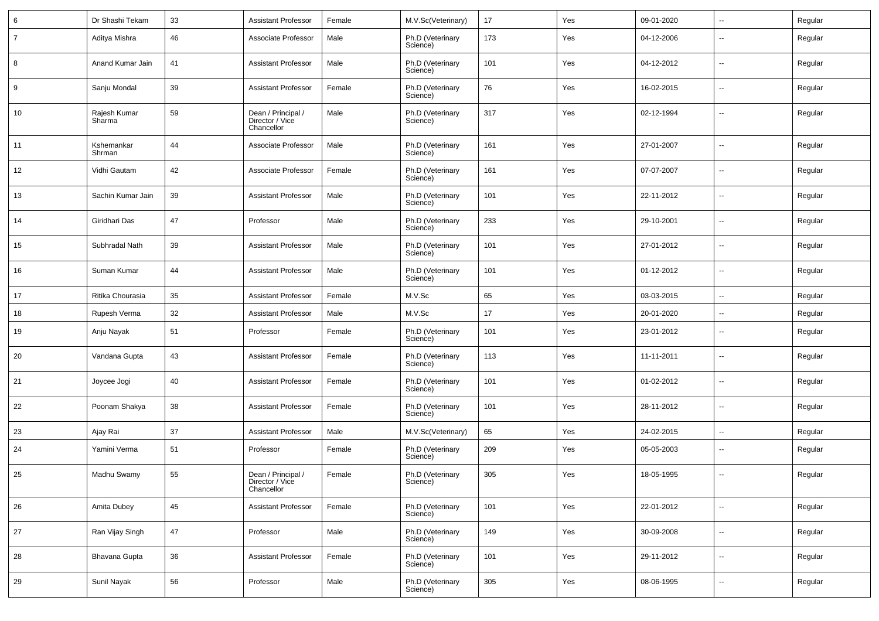| 6 | Dr Shashi Tekam | 33 | Assistant Professor | Female | M.V.Sc(Veterinary) | 17 | Yes | 09-01-2020 | -- | Regular |
|---|---|---|---|---|---|---|---|---|---|---|
| 7 | Aditya Mishra | 46 | Associate Professor | Male | Ph.D (Veterinary Science) | 173 | Yes | 04-12-2006 | -- | Regular |
| 8 | Anand Kumar Jain | 41 | Assistant Professor | Male | Ph.D (Veterinary Science) | 101 | Yes | 04-12-2012 | -- | Regular |
| 9 | Sanju Mondal | 39 | Assistant Professor | Female | Ph.D (Veterinary Science) | 76 | Yes | 16-02-2015 | -- | Regular |
| 10 | Rajesh Kumar Sharma | 59 | Dean / Principal / Director / Vice Chancellor | Male | Ph.D (Veterinary Science) | 317 | Yes | 02-12-1994 | -- | Regular |
| 11 | Kshemankar Shrman | 44 | Associate Professor | Male | Ph.D (Veterinary Science) | 161 | Yes | 27-01-2007 | -- | Regular |
| 12 | Vidhi Gautam | 42 | Associate Professor | Female | Ph.D (Veterinary Science) | 161 | Yes | 07-07-2007 | -- | Regular |
| 13 | Sachin Kumar Jain | 39 | Assistant Professor | Male | Ph.D (Veterinary Science) | 101 | Yes | 22-11-2012 | -- | Regular |
| 14 | Giridhari Das | 47 | Professor | Male | Ph.D (Veterinary Science) | 233 | Yes | 29-10-2001 | -- | Regular |
| 15 | Subhradal Nath | 39 | Assistant Professor | Male | Ph.D (Veterinary Science) | 101 | Yes | 27-01-2012 | -- | Regular |
| 16 | Suman Kumar | 44 | Assistant Professor | Male | Ph.D (Veterinary Science) | 101 | Yes | 01-12-2012 | -- | Regular |
| 17 | Ritika Chourasia | 35 | Assistant Professor | Female | M.V.Sc | 65 | Yes | 03-03-2015 | -- | Regular |
| 18 | Rupesh Verma | 32 | Assistant Professor | Male | M.V.Sc | 17 | Yes | 20-01-2020 | -- | Regular |
| 19 | Anju Nayak | 51 | Professor | Female | Ph.D (Veterinary Science) | 101 | Yes | 23-01-2012 | -- | Regular |
| 20 | Vandana Gupta | 43 | Assistant Professor | Female | Ph.D (Veterinary Science) | 113 | Yes | 11-11-2011 | -- | Regular |
| 21 | Joycee Jogi | 40 | Assistant Professor | Female | Ph.D (Veterinary Science) | 101 | Yes | 01-02-2012 | -- | Regular |
| 22 | Poonam Shakya | 38 | Assistant Professor | Female | Ph.D (Veterinary Science) | 101 | Yes | 28-11-2012 | -- | Regular |
| 23 | Ajay Rai | 37 | Assistant Professor | Male | M.V.Sc(Veterinary) | 65 | Yes | 24-02-2015 | -- | Regular |
| 24 | Yamini Verma | 51 | Professor | Female | Ph.D (Veterinary Science) | 209 | Yes | 05-05-2003 | -- | Regular |
| 25 | Madhu Swamy | 55 | Dean / Principal / Director / Vice Chancellor | Female | Ph.D (Veterinary Science) | 305 | Yes | 18-05-1995 | -- | Regular |
| 26 | Amita Dubey | 45 | Assistant Professor | Female | Ph.D (Veterinary Science) | 101 | Yes | 22-01-2012 | -- | Regular |
| 27 | Ran Vijay Singh | 47 | Professor | Male | Ph.D (Veterinary Science) | 149 | Yes | 30-09-2008 | -- | Regular |
| 28 | Bhavana Gupta | 36 | Assistant Professor | Female | Ph.D (Veterinary Science) | 101 | Yes | 29-11-2012 | -- | Regular |
| 29 | Sunil Nayak | 56 | Professor | Male | Ph.D (Veterinary Science) | 305 | Yes | 08-06-1995 | -- | Regular |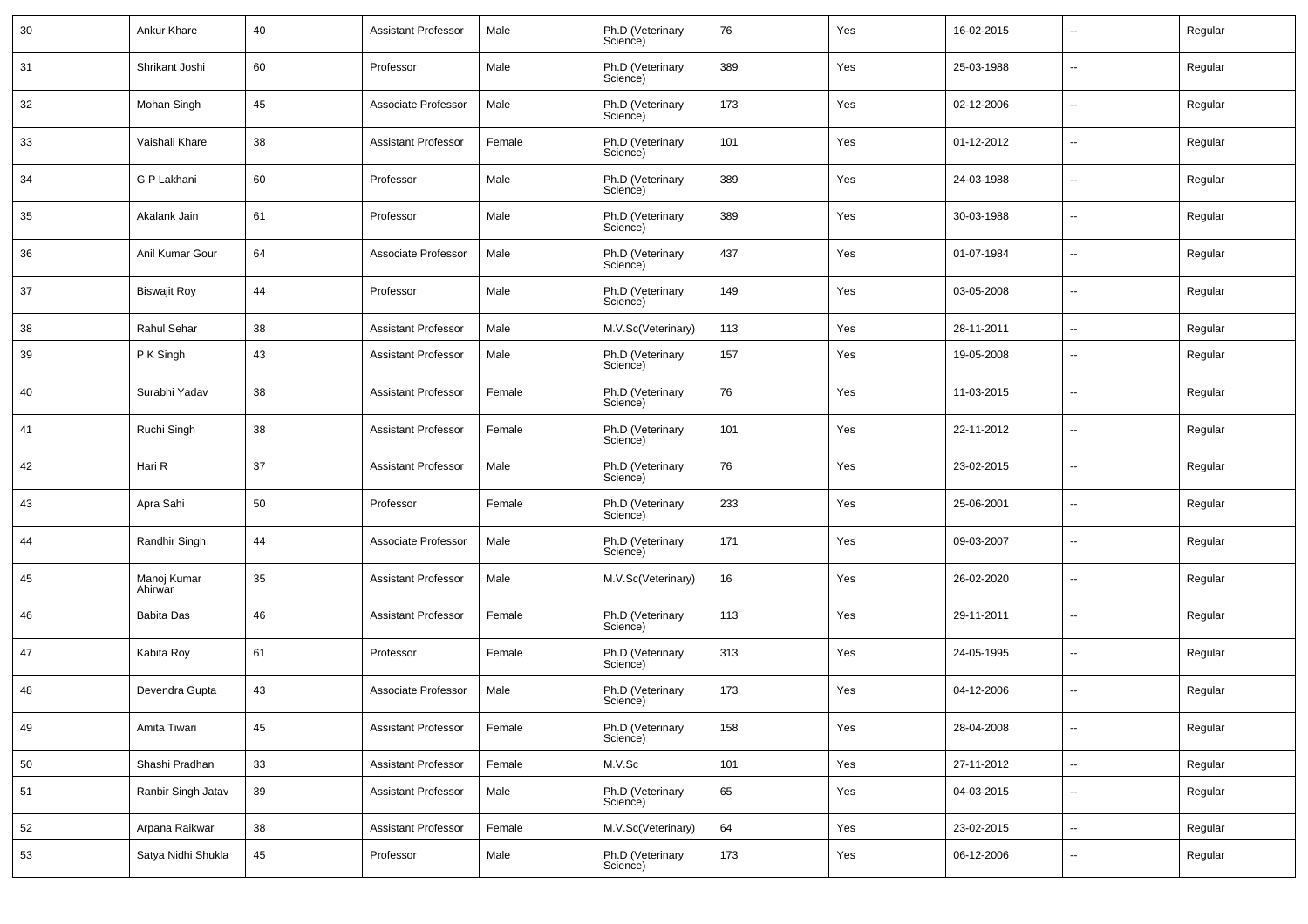| 30 | Ankur Khare | 40 | Assistant Professor | Male | Ph.D (Veterinary Science) | 76 | Yes | 16-02-2015 | -- | Regular |
|---|---|---|---|---|---|---|---|---|---|---|
| 31 | Shrikant Joshi | 60 | Professor | Male | Ph.D (Veterinary Science) | 389 | Yes | 25-03-1988 | -- | Regular |
| 32 | Mohan Singh | 45 | Associate Professor | Male | Ph.D (Veterinary Science) | 173 | Yes | 02-12-2006 | -- | Regular |
| 33 | Vaishali Khare | 38 | Assistant Professor | Female | Ph.D (Veterinary Science) | 101 | Yes | 01-12-2012 | -- | Regular |
| 34 | G P Lakhani | 60 | Professor | Male | Ph.D (Veterinary Science) | 389 | Yes | 24-03-1988 | -- | Regular |
| 35 | Akalank Jain | 61 | Professor | Male | Ph.D (Veterinary Science) | 389 | Yes | 30-03-1988 | -- | Regular |
| 36 | Anil Kumar Gour | 64 | Associate Professor | Male | Ph.D (Veterinary Science) | 437 | Yes | 01-07-1984 | -- | Regular |
| 37 | Biswajit Roy | 44 | Professor | Male | Ph.D (Veterinary Science) | 149 | Yes | 03-05-2008 | -- | Regular |
| 38 | Rahul Sehar | 38 | Assistant Professor | Male | M.V.Sc(Veterinary) | 113 | Yes | 28-11-2011 | -- | Regular |
| 39 | P K Singh | 43 | Assistant Professor | Male | Ph.D (Veterinary Science) | 157 | Yes | 19-05-2008 | -- | Regular |
| 40 | Surabhi Yadav | 38 | Assistant Professor | Female | Ph.D (Veterinary Science) | 76 | Yes | 11-03-2015 | -- | Regular |
| 41 | Ruchi Singh | 38 | Assistant Professor | Female | Ph.D (Veterinary Science) | 101 | Yes | 22-11-2012 | -- | Regular |
| 42 | Hari R | 37 | Assistant Professor | Male | Ph.D (Veterinary Science) | 76 | Yes | 23-02-2015 | -- | Regular |
| 43 | Apra Sahi | 50 | Professor | Female | Ph.D (Veterinary Science) | 233 | Yes | 25-06-2001 | -- | Regular |
| 44 | Randhir Singh | 44 | Associate Professor | Male | Ph.D (Veterinary Science) | 171 | Yes | 09-03-2007 | -- | Regular |
| 45 | Manoj Kumar Ahirwar | 35 | Assistant Professor | Male | M.V.Sc(Veterinary) | 16 | Yes | 26-02-2020 | -- | Regular |
| 46 | Babita Das | 46 | Assistant Professor | Female | Ph.D (Veterinary Science) | 113 | Yes | 29-11-2011 | -- | Regular |
| 47 | Kabita Roy | 61 | Professor | Female | Ph.D (Veterinary Science) | 313 | Yes | 24-05-1995 | -- | Regular |
| 48 | Devendra Gupta | 43 | Associate Professor | Male | Ph.D (Veterinary Science) | 173 | Yes | 04-12-2006 | -- | Regular |
| 49 | Amita Tiwari | 45 | Assistant Professor | Female | Ph.D (Veterinary Science) | 158 | Yes | 28-04-2008 | -- | Regular |
| 50 | Shashi Pradhan | 33 | Assistant Professor | Female | M.V.Sc | 101 | Yes | 27-11-2012 | -- | Regular |
| 51 | Ranbir Singh Jatav | 39 | Assistant Professor | Male | Ph.D (Veterinary Science) | 65 | Yes | 04-03-2015 | -- | Regular |
| 52 | Arpana Raikwar | 38 | Assistant Professor | Female | M.V.Sc(Veterinary) | 64 | Yes | 23-02-2015 | -- | Regular |
| 53 | Satya Nidhi Shukla | 45 | Professor | Male | Ph.D (Veterinary Science) | 173 | Yes | 06-12-2006 | -- | Regular |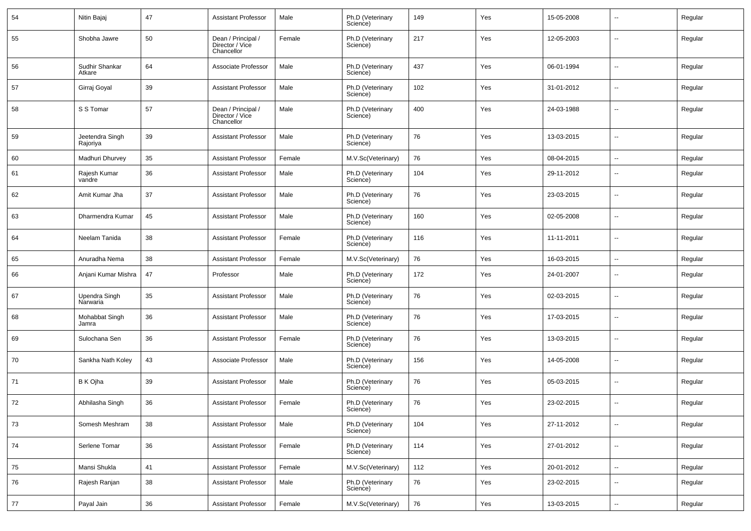| 54 | Nitin Bajaj | 47 | Assistant Professor | Male | Ph.D (Veterinary Science) | 149 | Yes | 15-05-2008 | -- | Regular |
|---|---|---|---|---|---|---|---|---|---|---|
| 55 | Shobha Jawre | 50 | Dean / Principal / Director / Vice Chancellor | Female | Ph.D (Veterinary Science) | 217 | Yes | 12-05-2003 | -- | Regular |
| 56 | Sudhir Shankar Atkare | 64 | Associate Professor | Male | Ph.D (Veterinary Science) | 437 | Yes | 06-01-1994 | -- | Regular |
| 57 | Girraj Goyal | 39 | Assistant Professor | Male | Ph.D (Veterinary Science) | 102 | Yes | 31-01-2012 | -- | Regular |
| 58 | S S Tomar | 57 | Dean / Principal / Director / Vice Chancellor | Male | Ph.D (Veterinary Science) | 400 | Yes | 24-03-1988 | -- | Regular |
| 59 | Jeetendra Singh Rajoriya | 39 | Assistant Professor | Male | Ph.D (Veterinary Science) | 76 | Yes | 13-03-2015 | -- | Regular |
| 60 | Madhuri Dhurvey | 35 | Assistant Professor | Female | M.V.Sc(Veterinary) | 76 | Yes | 08-04-2015 | -- | Regular |
| 61 | Rajesh Kumar vandre | 36 | Assistant Professor | Male | Ph.D (Veterinary Science) | 104 | Yes | 29-11-2012 | -- | Regular |
| 62 | Amit Kumar Jha | 37 | Assistant Professor | Male | Ph.D (Veterinary Science) | 76 | Yes | 23-03-2015 | -- | Regular |
| 63 | Dharmendra Kumar | 45 | Assistant Professor | Male | Ph.D (Veterinary Science) | 160 | Yes | 02-05-2008 | -- | Regular |
| 64 | Neelam Tanida | 38 | Assistant Professor | Female | Ph.D (Veterinary Science) | 116 | Yes | 11-11-2011 | -- | Regular |
| 65 | Anuradha Nema | 38 | Assistant Professor | Female | M.V.Sc(Veterinary) | 76 | Yes | 16-03-2015 | -- | Regular |
| 66 | Anjani Kumar Mishra | 47 | Professor | Male | Ph.D (Veterinary Science) | 172 | Yes | 24-01-2007 | -- | Regular |
| 67 | Upendra Singh Narwaria | 35 | Assistant Professor | Male | Ph.D (Veterinary Science) | 76 | Yes | 02-03-2015 | -- | Regular |
| 68 | Mohabbat Singh Jamra | 36 | Assistant Professor | Male | Ph.D (Veterinary Science) | 76 | Yes | 17-03-2015 | -- | Regular |
| 69 | Sulochana Sen | 36 | Assistant Professor | Female | Ph.D (Veterinary Science) | 76 | Yes | 13-03-2015 | -- | Regular |
| 70 | Sankha Nath Koley | 43 | Associate Professor | Male | Ph.D (Veterinary Science) | 156 | Yes | 14-05-2008 | -- | Regular |
| 71 | B K Ojha | 39 | Assistant Professor | Male | Ph.D (Veterinary Science) | 76 | Yes | 05-03-2015 | -- | Regular |
| 72 | Abhilasha Singh | 36 | Assistant Professor | Female | Ph.D (Veterinary Science) | 76 | Yes | 23-02-2015 | -- | Regular |
| 73 | Somesh Meshram | 38 | Assistant Professor | Male | Ph.D (Veterinary Science) | 104 | Yes | 27-11-2012 | -- | Regular |
| 74 | Serlene Tomar | 36 | Assistant Professor | Female | Ph.D (Veterinary Science) | 114 | Yes | 27-01-2012 | -- | Regular |
| 75 | Mansi Shukla | 41 | Assistant Professor | Female | M.V.Sc(Veterinary) | 112 | Yes | 20-01-2012 | -- | Regular |
| 76 | Rajesh Ranjan | 38 | Assistant Professor | Male | Ph.D (Veterinary Science) | 76 | Yes | 23-02-2015 | -- | Regular |
| 77 | Payal Jain | 36 | Assistant Professor | Female | M.V.Sc(Veterinary) | 76 | Yes | 13-03-2015 | -- | Regular |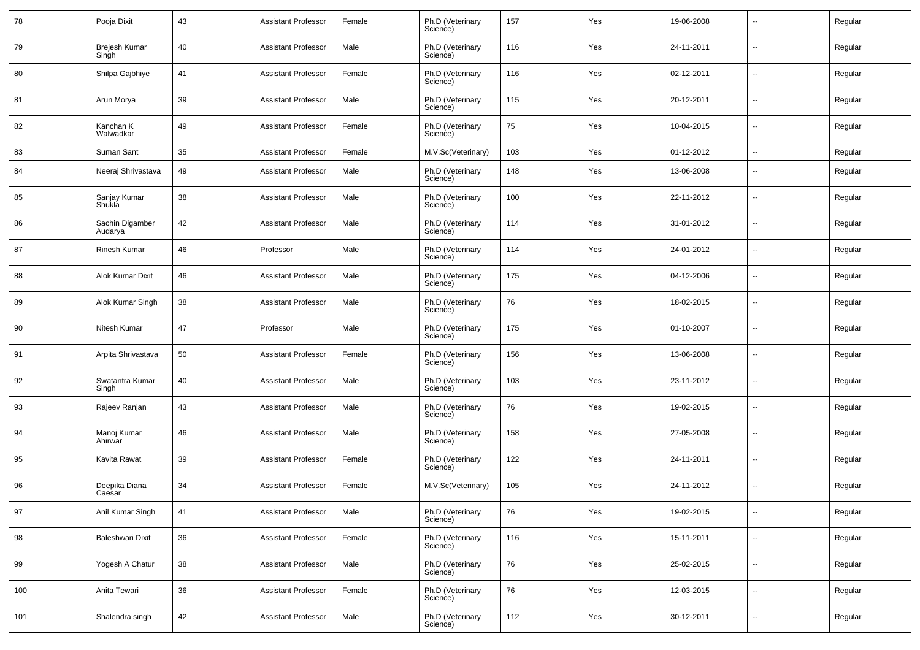| 78 | Pooja Dixit | 43 | Assistant Professor | Female | Ph.D (Veterinary Science) | 157 | Yes | 19-06-2008 | -- | Regular |
|---|---|---|---|---|---|---|---|---|---|---|
| 79 | Brejesh Kumar Singh | 40 | Assistant Professor | Male | Ph.D (Veterinary Science) | 116 | Yes | 24-11-2011 | -- | Regular |
| 80 | Shilpa Gajbhiye | 41 | Assistant Professor | Female | Ph.D (Veterinary Science) | 116 | Yes | 02-12-2011 | -- | Regular |
| 81 | Arun Morya | 39 | Assistant Professor | Male | Ph.D (Veterinary Science) | 115 | Yes | 20-12-2011 | -- | Regular |
| 82 | Kanchan K Walwadkar | 49 | Assistant Professor | Female | Ph.D (Veterinary Science) | 75 | Yes | 10-04-2015 | -- | Regular |
| 83 | Suman Sant | 35 | Assistant Professor | Female | M.V.Sc(Veterinary) | 103 | Yes | 01-12-2012 | -- | Regular |
| 84 | Neeraj Shrivastava | 49 | Assistant Professor | Male | Ph.D (Veterinary Science) | 148 | Yes | 13-06-2008 | -- | Regular |
| 85 | Sanjay Kumar Shukla | 38 | Assistant Professor | Male | Ph.D (Veterinary Science) | 100 | Yes | 22-11-2012 | -- | Regular |
| 86 | Sachin Digamber Audarya | 42 | Assistant Professor | Male | Ph.D (Veterinary Science) | 114 | Yes | 31-01-2012 | -- | Regular |
| 87 | Rinesh Kumar | 46 | Professor | Male | Ph.D (Veterinary Science) | 114 | Yes | 24-01-2012 | -- | Regular |
| 88 | Alok Kumar Dixit | 46 | Assistant Professor | Male | Ph.D (Veterinary Science) | 175 | Yes | 04-12-2006 | -- | Regular |
| 89 | Alok Kumar Singh | 38 | Assistant Professor | Male | Ph.D (Veterinary Science) | 76 | Yes | 18-02-2015 | -- | Regular |
| 90 | Nitesh Kumar | 47 | Professor | Male | Ph.D (Veterinary Science) | 175 | Yes | 01-10-2007 | -- | Regular |
| 91 | Arpita Shrivastava | 50 | Assistant Professor | Female | Ph.D (Veterinary Science) | 156 | Yes | 13-06-2008 | -- | Regular |
| 92 | Swatantra Kumar Singh | 40 | Assistant Professor | Male | Ph.D (Veterinary Science) | 103 | Yes | 23-11-2012 | -- | Regular |
| 93 | Rajeev Ranjan | 43 | Assistant Professor | Male | Ph.D (Veterinary Science) | 76 | Yes | 19-02-2015 | -- | Regular |
| 94 | Manoj Kumar Ahirwar | 46 | Assistant Professor | Male | Ph.D (Veterinary Science) | 158 | Yes | 27-05-2008 | -- | Regular |
| 95 | Kavita Rawat | 39 | Assistant Professor | Female | Ph.D (Veterinary Science) | 122 | Yes | 24-11-2011 | -- | Regular |
| 96 | Deepika Diana Caesar | 34 | Assistant Professor | Female | M.V.Sc(Veterinary) | 105 | Yes | 24-11-2012 | -- | Regular |
| 97 | Anil Kumar Singh | 41 | Assistant Professor | Male | Ph.D (Veterinary Science) | 76 | Yes | 19-02-2015 | -- | Regular |
| 98 | Baleshwari Dixit | 36 | Assistant Professor | Female | Ph.D (Veterinary Science) | 116 | Yes | 15-11-2011 | -- | Regular |
| 99 | Yogesh A Chatur | 38 | Assistant Professor | Male | Ph.D (Veterinary Science) | 76 | Yes | 25-02-2015 | -- | Regular |
| 100 | Anita Tewari | 36 | Assistant Professor | Female | Ph.D (Veterinary Science) | 76 | Yes | 12-03-2015 | -- | Regular |
| 101 | Shalendra singh | 42 | Assistant Professor | Male | Ph.D (Veterinary Science) | 112 | Yes | 30-12-2011 | -- | Regular |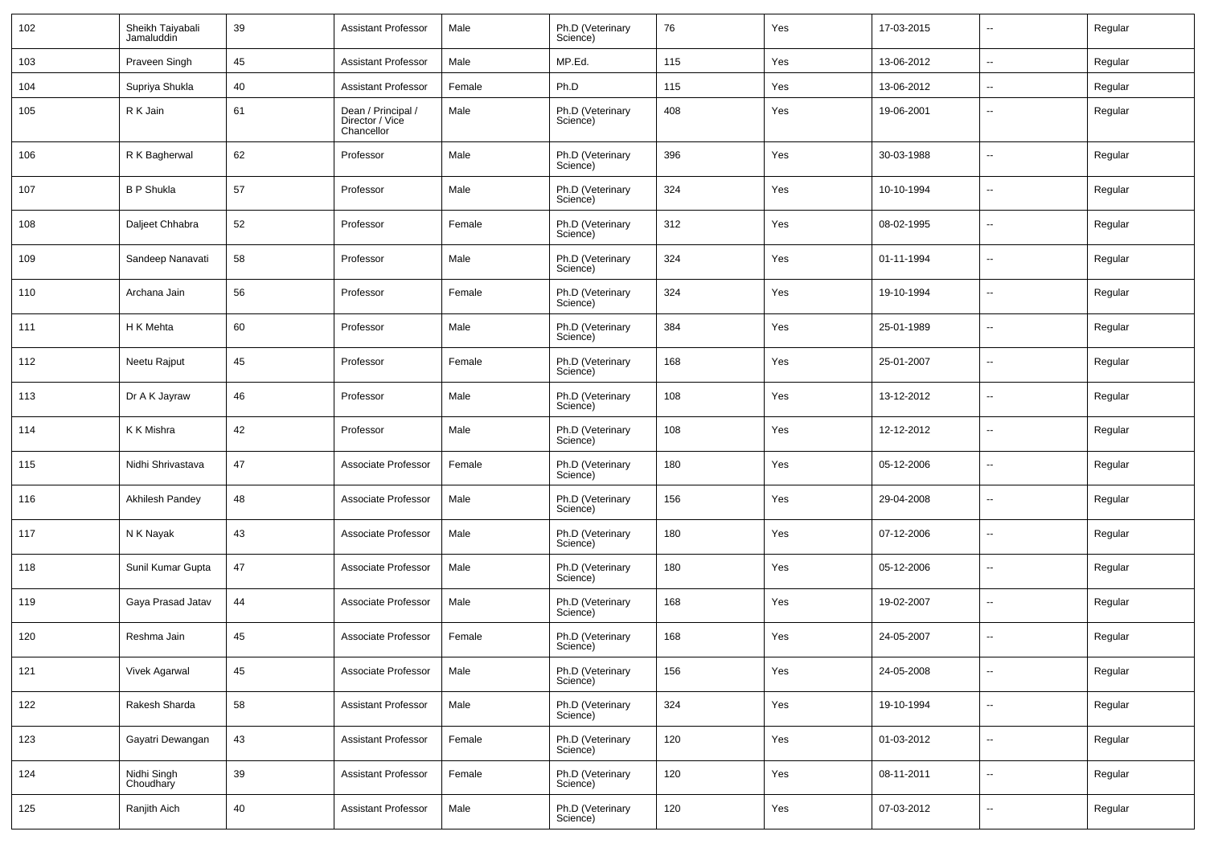| 102 | Sheikh Taiyabali Jamaluddin | 39 | Assistant Professor | Male | Ph.D (Veterinary Science) | 76 | Yes | 17-03-2015 | -- | Regular |
|---|---|---|---|---|---|---|---|---|---|---|
| 103 | Praveen Singh | 45 | Assistant Professor | Male | MP.Ed. | 115 | Yes | 13-06-2012 | -- | Regular |
| 104 | Supriya Shukla | 40 | Assistant Professor | Female | Ph.D | 115 | Yes | 13-06-2012 | -- | Regular |
| 105 | R K Jain | 61 | Dean / Principal / Director / Vice Chancellor | Male | Ph.D (Veterinary Science) | 408 | Yes | 19-06-2001 | -- | Regular |
| 106 | R K Bagherwal | 62 | Professor | Male | Ph.D (Veterinary Science) | 396 | Yes | 30-03-1988 | -- | Regular |
| 107 | B P Shukla | 57 | Professor | Male | Ph.D (Veterinary Science) | 324 | Yes | 10-10-1994 | -- | Regular |
| 108 | Daljeet Chhabra | 52 | Professor | Female | Ph.D (Veterinary Science) | 312 | Yes | 08-02-1995 | -- | Regular |
| 109 | Sandeep Nanavati | 58 | Professor | Male | Ph.D (Veterinary Science) | 324 | Yes | 01-11-1994 | -- | Regular |
| 110 | Archana Jain | 56 | Professor | Female | Ph.D (Veterinary Science) | 324 | Yes | 19-10-1994 | -- | Regular |
| 111 | H K Mehta | 60 | Professor | Male | Ph.D (Veterinary Science) | 384 | Yes | 25-01-1989 | -- | Regular |
| 112 | Neetu Rajput | 45 | Professor | Female | Ph.D (Veterinary Science) | 168 | Yes | 25-01-2007 | -- | Regular |
| 113 | Dr A K Jayraw | 46 | Professor | Male | Ph.D (Veterinary Science) | 108 | Yes | 13-12-2012 | -- | Regular |
| 114 | K K Mishra | 42 | Professor | Male | Ph.D (Veterinary Science) | 108 | Yes | 12-12-2012 | -- | Regular |
| 115 | Nidhi Shrivastava | 47 | Associate Professor | Female | Ph.D (Veterinary Science) | 180 | Yes | 05-12-2006 | -- | Regular |
| 116 | Akhilesh Pandey | 48 | Associate Professor | Male | Ph.D (Veterinary Science) | 156 | Yes | 29-04-2008 | -- | Regular |
| 117 | N K Nayak | 43 | Associate Professor | Male | Ph.D (Veterinary Science) | 180 | Yes | 07-12-2006 | -- | Regular |
| 118 | Sunil Kumar Gupta | 47 | Associate Professor | Male | Ph.D (Veterinary Science) | 180 | Yes | 05-12-2006 | -- | Regular |
| 119 | Gaya Prasad Jatav | 44 | Associate Professor | Male | Ph.D (Veterinary Science) | 168 | Yes | 19-02-2007 | -- | Regular |
| 120 | Reshma Jain | 45 | Associate Professor | Female | Ph.D (Veterinary Science) | 168 | Yes | 24-05-2007 | -- | Regular |
| 121 | Vivek Agarwal | 45 | Associate Professor | Male | Ph.D (Veterinary Science) | 156 | Yes | 24-05-2008 | -- | Regular |
| 122 | Rakesh Sharda | 58 | Assistant Professor | Male | Ph.D (Veterinary Science) | 324 | Yes | 19-10-1994 | -- | Regular |
| 123 | Gayatri Dewangan | 43 | Assistant Professor | Female | Ph.D (Veterinary Science) | 120 | Yes | 01-03-2012 | -- | Regular |
| 124 | Nidhi Singh Choudhary | 39 | Assistant Professor | Female | Ph.D (Veterinary Science) | 120 | Yes | 08-11-2011 | -- | Regular |
| 125 | Ranjith Aich | 40 | Assistant Professor | Male | Ph.D (Veterinary Science) | 120 | Yes | 07-03-2012 | -- | Regular |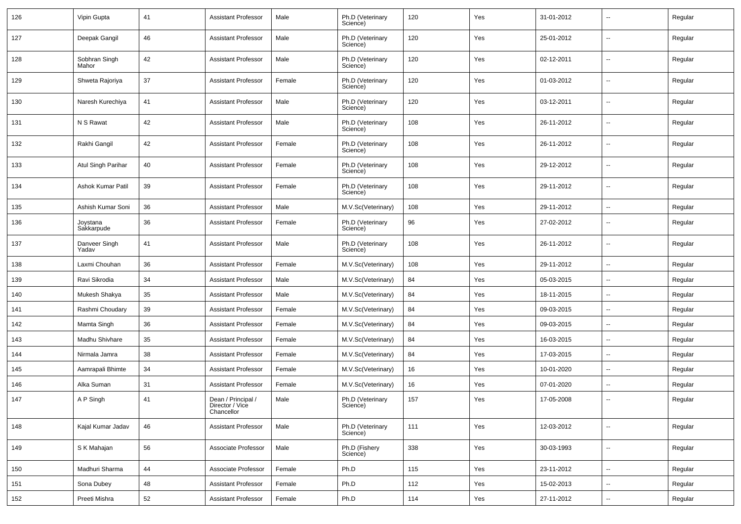| 126 | Vipin Gupta | 41 | Assistant Professor | Male | Ph.D (Veterinary Science) | 120 | Yes | 31-01-2012 | -- | Regular |
|---|---|---|---|---|---|---|---|---|---|---|
| 127 | Deepak Gangil | 46 | Assistant Professor | Male | Ph.D (Veterinary Science) | 120 | Yes | 25-01-2012 | -- | Regular |
| 128 | Sobhran Singh Mahor | 42 | Assistant Professor | Male | Ph.D (Veterinary Science) | 120 | Yes | 02-12-2011 | -- | Regular |
| 129 | Shweta Rajoriya | 37 | Assistant Professor | Female | Ph.D (Veterinary Science) | 120 | Yes | 01-03-2012 | -- | Regular |
| 130 | Naresh Kurechiya | 41 | Assistant Professor | Male | Ph.D (Veterinary Science) | 120 | Yes | 03-12-2011 | -- | Regular |
| 131 | N S Rawat | 42 | Assistant Professor | Male | Ph.D (Veterinary Science) | 108 | Yes | 26-11-2012 | -- | Regular |
| 132 | Rakhi Gangil | 42 | Assistant Professor | Female | Ph.D (Veterinary Science) | 108 | Yes | 26-11-2012 | -- | Regular |
| 133 | Atul Singh Parihar | 40 | Assistant Professor | Female | Ph.D (Veterinary Science) | 108 | Yes | 29-12-2012 | -- | Regular |
| 134 | Ashok Kumar Patil | 39 | Assistant Professor | Female | Ph.D (Veterinary Science) | 108 | Yes | 29-11-2012 | -- | Regular |
| 135 | Ashish Kumar Soni | 36 | Assistant Professor | Male | M.V.Sc(Veterinary) | 108 | Yes | 29-11-2012 | -- | Regular |
| 136 | Joystana Sakkarpude | 36 | Assistant Professor | Female | Ph.D (Veterinary Science) | 96 | Yes | 27-02-2012 | -- | Regular |
| 137 | Danveer Singh Yadav | 41 | Assistant Professor | Male | Ph.D (Veterinary Science) | 108 | Yes | 26-11-2012 | -- | Regular |
| 138 | Laxmi Chouhan | 36 | Assistant Professor | Female | M.V.Sc(Veterinary) | 108 | Yes | 29-11-2012 | -- | Regular |
| 139 | Ravi Sikrodia | 34 | Assistant Professor | Male | M.V.Sc(Veterinary) | 84 | Yes | 05-03-2015 | -- | Regular |
| 140 | Mukesh Shakya | 35 | Assistant Professor | Male | M.V.Sc(Veterinary) | 84 | Yes | 18-11-2015 | -- | Regular |
| 141 | Rashmi Choudary | 39 | Assistant Professor | Female | M.V.Sc(Veterinary) | 84 | Yes | 09-03-2015 | -- | Regular |
| 142 | Mamta Singh | 36 | Assistant Professor | Female | M.V.Sc(Veterinary) | 84 | Yes | 09-03-2015 | -- | Regular |
| 143 | Madhu Shivhare | 35 | Assistant Professor | Female | M.V.Sc(Veterinary) | 84 | Yes | 16-03-2015 | -- | Regular |
| 144 | Nirmala Jamra | 38 | Assistant Professor | Female | M.V.Sc(Veterinary) | 84 | Yes | 17-03-2015 | -- | Regular |
| 145 | Aamrapali Bhimte | 34 | Assistant Professor | Female | M.V.Sc(Veterinary) | 16 | Yes | 10-01-2020 | -- | Regular |
| 146 | Alka Suman | 31 | Assistant Professor | Female | M.V.Sc(Veterinary) | 16 | Yes | 07-01-2020 | -- | Regular |
| 147 | A P Singh | 41 | Dean / Principal / Director / Vice Chancellor | Male | Ph.D (Veterinary Science) | 157 | Yes | 17-05-2008 | -- | Regular |
| 148 | Kajal Kumar Jadav | 46 | Assistant Professor | Male | Ph.D (Veterinary Science) | 111 | Yes | 12-03-2012 | -- | Regular |
| 149 | S K Mahajan | 56 | Associate Professor | Male | Ph.D (Fishery Science) | 338 | Yes | 30-03-1993 | -- | Regular |
| 150 | Madhuri Sharma | 44 | Associate Professor | Female | Ph.D | 115 | Yes | 23-11-2012 | -- | Regular |
| 151 | Sona Dubey | 48 | Assistant Professor | Female | Ph.D | 112 | Yes | 15-02-2013 | -- | Regular |
| 152 | Preeti Mishra | 52 | Assistant Professor | Female | Ph.D | 114 | Yes | 27-11-2012 | -- | Regular |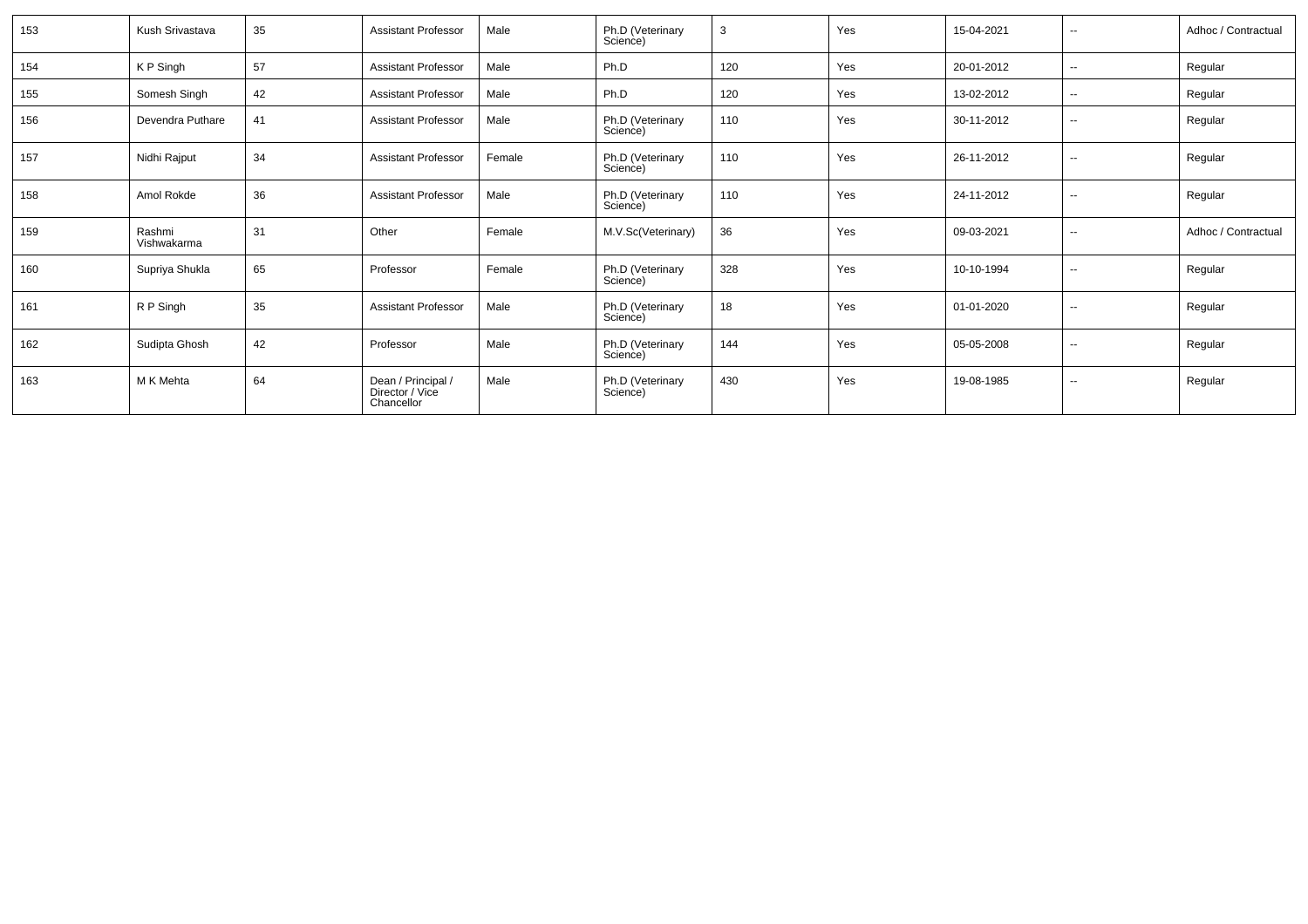| | | | | | | | | | | |
|---|---|---|---|---|---|---|---|---|---|---|
| 153 | Kush Srivastava | 35 | Assistant Professor | Male | Ph.D (Veterinary Science) | 3 | Yes | 15-04-2021 | -- | Adhoc / Contractual |
| 154 | K P Singh | 57 | Assistant Professor | Male | Ph.D | 120 | Yes | 20-01-2012 | -- | Regular |
| 155 | Somesh Singh | 42 | Assistant Professor | Male | Ph.D | 120 | Yes | 13-02-2012 | -- | Regular |
| 156 | Devendra Puthare | 41 | Assistant Professor | Male | Ph.D (Veterinary Science) | 110 | Yes | 30-11-2012 | -- | Regular |
| 157 | Nidhi Rajput | 34 | Assistant Professor | Female | Ph.D (Veterinary Science) | 110 | Yes | 26-11-2012 | -- | Regular |
| 158 | Amol Rokde | 36 | Assistant Professor | Male | Ph.D (Veterinary Science) | 110 | Yes | 24-11-2012 | -- | Regular |
| 159 | Rashmi Vishwakarma | 31 | Other | Female | M.V.Sc(Veterinary) | 36 | Yes | 09-03-2021 | -- | Adhoc / Contractual |
| 160 | Supriya Shukla | 65 | Professor | Female | Ph.D (Veterinary Science) | 328 | Yes | 10-10-1994 | -- | Regular |
| 161 | R P Singh | 35 | Assistant Professor | Male | Ph.D (Veterinary Science) | 18 | Yes | 01-01-2020 | -- | Regular |
| 162 | Sudipta Ghosh | 42 | Professor | Male | Ph.D (Veterinary Science) | 144 | Yes | 05-05-2008 | -- | Regular |
| 163 | M K Mehta | 64 | Dean / Principal / Director / Vice Chancellor | Male | Ph.D (Veterinary Science) | 430 | Yes | 19-08-1985 | -- | Regular |